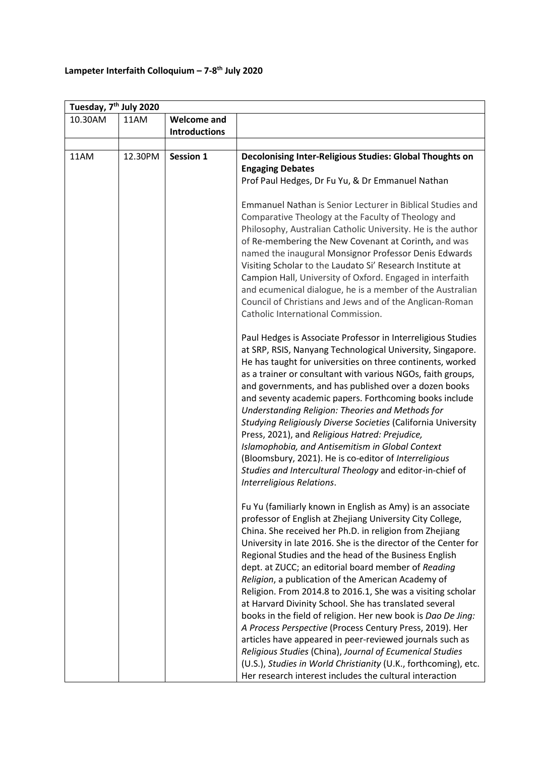**Lampeter Interfaith Colloquium – 7-8th July 2020**

| Tuesday, 7th July 2020 | | | |
|---|---|---|---|
| 10.30AM | 11AM | **Welcome and Introductions** | |
| | | | |
| 11AM | 12.30PM | **Session 1** | **Decolonising Inter-Religious Studies: Global Thoughts on Engaging Debates**<br>Prof Paul Hedges, Dr Fu Yu, & Dr Emmanuel Nathan<br><br>Emmanuel Nathan is Senior Lecturer in Biblical Studies and Comparative Theology at the Faculty of Theology and Philosophy, Australian Catholic University. He is the author of Re-membering the New Covenant at Corinth**,** and was named the inaugural Monsignor Professor Denis Edwards Visiting Scholar to the Laudato Si' Research Institute at Campion Hall, University of Oxford. Engaged in interfaith and ecumenical dialogue, he is a member of the Australian Council of Christians and Jews and of the Anglican-Roman Catholic International Commission.<br><br>Paul Hedges is Associate Professor in Interreligious Studies at SRP, RSIS, Nanyang Technological University, Singapore. He has taught for universities on three continents, worked as a trainer or consultant with various NGOs, faith groups, and governments, and has published over a dozen books and seventy academic papers. Forthcoming books include *Understanding Religion: Theories and Methods for Studying Religiously Diverse Societies* (California University Press, 2021), and *Religious Hatred: Prejudice, Islamophobia, and Antisemitism in Global Context* (Bloomsbury, 2021). He is co-editor of *Interreligious Studies and Intercultural Theology* and editor-in-chief of *Interreligious Relations*.<br><br>Fu Yu (familiarly known in English as Amy) is an associate professor of English at Zhejiang University City College, China. She received her Ph.D. in religion from Zhejiang University in late 2016. She is the director of the Center for Regional Studies and the head of the Business English dept. at ZUCC; an editorial board member of *Reading Religion*, a publication of the American Academy of Religion. From 2014.8 to 2016.1, She was a visiting scholar at Harvard Divinity School. She has translated several books in the field of religion. Her new book is *Dao De Jing: A Process Perspective* (Process Century Press, 2019). Her articles have appeared in peer-reviewed journals such as *Religious Studies* (China), *Journal of Ecumenical Studies* (U.S.), *Studies in World Christianity* (U.K., forthcoming), etc. Her research interest includes the cultural interaction |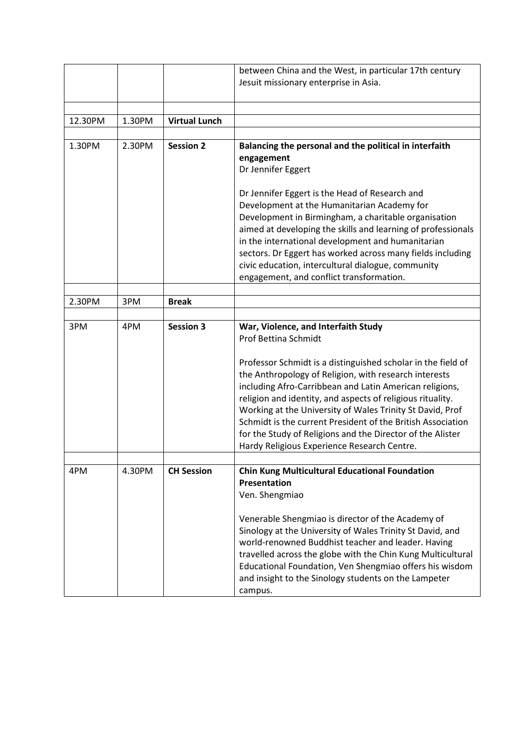| | | | |
|---|---|---|---|
| | | | between China and the West, in particular 17th century Jesuit missionary enterprise in Asia. |
| | | | |
| 12.30PM | 1.30PM | **Virtual Lunch** | |
| | | | |
| 1.30PM | 2.30PM | **Session 2** | **Balancing the personal and the political in interfaith engagement**<br>Dr Jennifer Eggert<br><br>Dr Jennifer Eggert is the Head of Research and Development at the Humanitarian Academy for Development in Birmingham, a charitable organisation aimed at developing the skills and learning of professionals in the international development and humanitarian sectors. Dr Eggert has worked across many fields including civic education, intercultural dialogue, community engagement, and conflict transformation. |
| | | | |
| 2.30PM | 3PM | **Break** | |
| | | | |
| 3PM | 4PM | **Session 3** | **War, Violence, and Interfaith Study**<br>Prof Bettina Schmidt<br><br>Professor Schmidt is a distinguished scholar in the field of the Anthropology of Religion, with research interests including Afro-Carribbean and Latin American religions, religion and identity, and aspects of religious rituality. Working at the University of Wales Trinity St David, Prof Schmidt is the current President of the British Association for the Study of Religions and the Director of the Alister Hardy Religious Experience Research Centre. |
| | | | |
| 4PM | 4.30PM | **CH Session** | **Chin Kung Multicultural Educational Foundation Presentation**<br>Ven. Shengmiao<br><br>Venerable Shengmiao is director of the Academy of Sinology at the University of Wales Trinity St David, and world-renowned Buddhist teacher and leader. Having travelled across the globe with the Chin Kung Multicultural Educational Foundation, Ven Shengmiao offers his wisdom and insight to the Sinology students on the Lampeter campus. |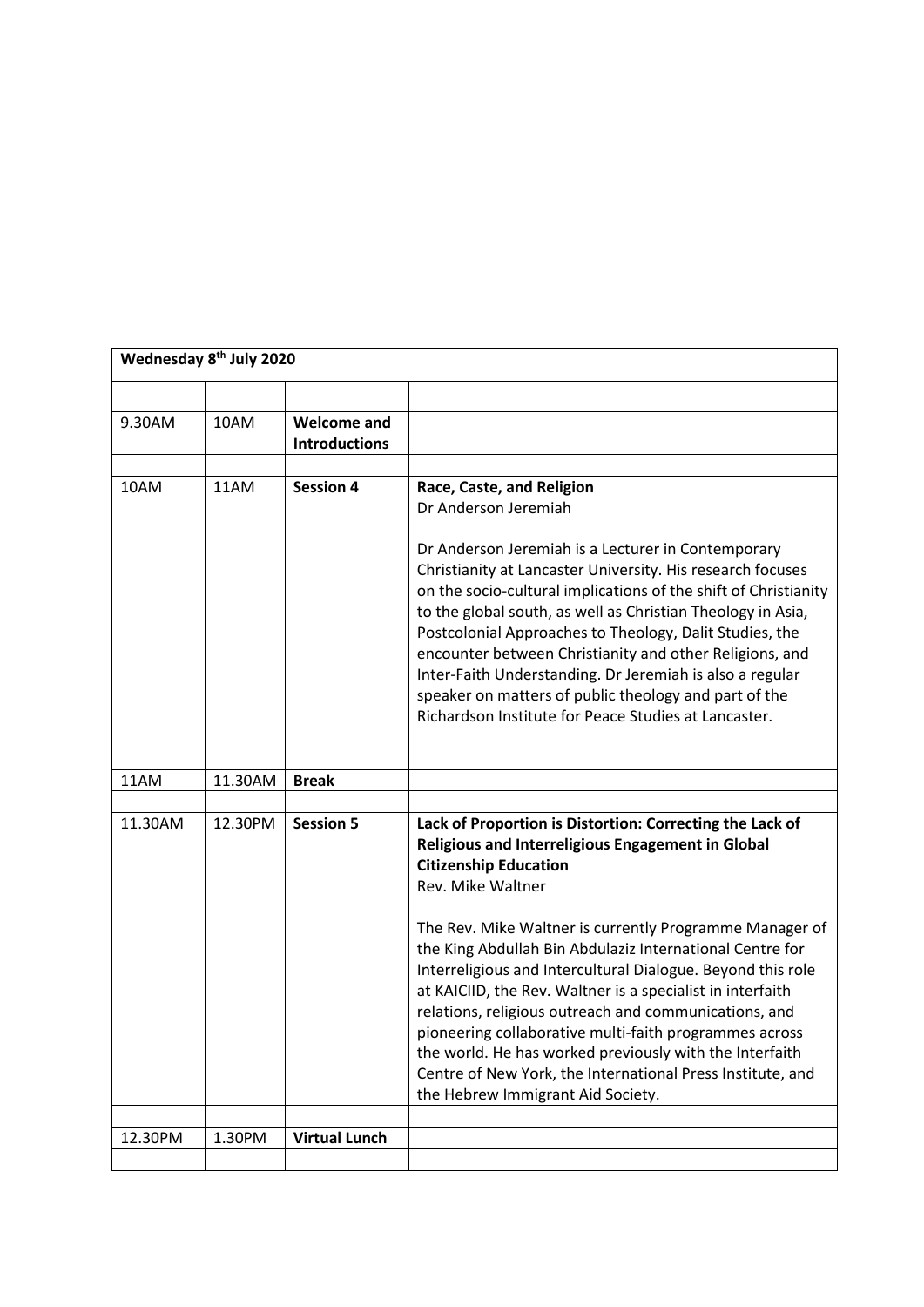| Wednesday 8th July 2020 | | | |
|---|---|---|---|
| | | | |
| 9.30AM | 10AM | **Welcome and Introductions** | |
| | | | |
| 10AM | 11AM | **Session 4** | **Race, Caste, and Religion**<br>Dr Anderson Jeremiah<br><br>Dr Anderson Jeremiah is a Lecturer in Contemporary Christianity at Lancaster University. His research focuses on the socio-cultural implications of the shift of Christianity to the global south, as well as Christian Theology in Asia, Postcolonial Approaches to Theology, Dalit Studies, the encounter between Christianity and other Religions, and Inter-Faith Understanding. Dr Jeremiah is also a regular speaker on matters of public theology and part of the Richardson Institute for Peace Studies at Lancaster. |
| | | | |
| 11AM | 11.30AM | **Break** | |
| | | | |
| 11.30AM | 12.30PM | **Session 5** | **Lack of Proportion is Distortion: Correcting the Lack of Religious and Interreligious Engagement in Global Citizenship Education**<br>Rev. Mike Waltner<br><br>The Rev. Mike Waltner is currently Programme Manager of the King Abdullah Bin Abdulaziz International Centre for Interreligious and Intercultural Dialogue. Beyond this role at KAICIID, the Rev. Waltner is a specialist in interfaith relations, religious outreach and communications, and pioneering collaborative multi-faith programmes across the world. He has worked previously with the Interfaith Centre of New York, the International Press Institute, and the Hebrew Immigrant Aid Society. |
| | | | |
| 12.30PM | 1.30PM | **Virtual Lunch** | |
| | | | |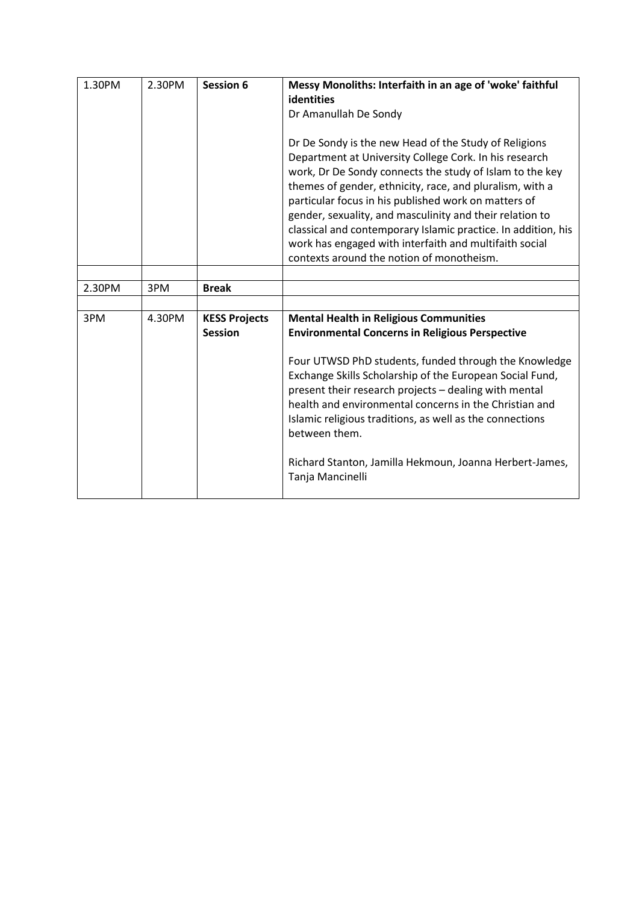| | | | |
|---|---|---|---|
| 1.30PM | 2.30PM | **Session 6** | **Messy Monoliths: Interfaith in an age of 'woke' faithful identities**<br>Dr Amanullah De Sondy<br><br>Dr De Sondy is the new Head of the Study of Religions Department at University College Cork. In his research work, Dr De Sondy connects the study of Islam to the key themes of gender, ethnicity, race, and pluralism, with a particular focus in his published work on matters of gender, sexuality, and masculinity and their relation to classical and contemporary Islamic practice. In addition, his work has engaged with interfaith and multifaith social contexts around the notion of monotheism. |
| | | | |
| 2.30PM | 3PM | **Break** | |
| | | | |
| 3PM | 4.30PM | **KESS Projects Session** | **Mental Health in Religious Communities**<br>**Environmental Concerns in Religious Perspective**<br><br>Four UTWSD PhD students, funded through the Knowledge Exchange Skills Scholarship of the European Social Fund, present their research projects – dealing with mental health and environmental concerns in the Christian and Islamic religious traditions, as well as the connections between them.<br><br>Richard Stanton, Jamilla Hekmoun, Joanna Herbert-James, Tanja Mancinelli |